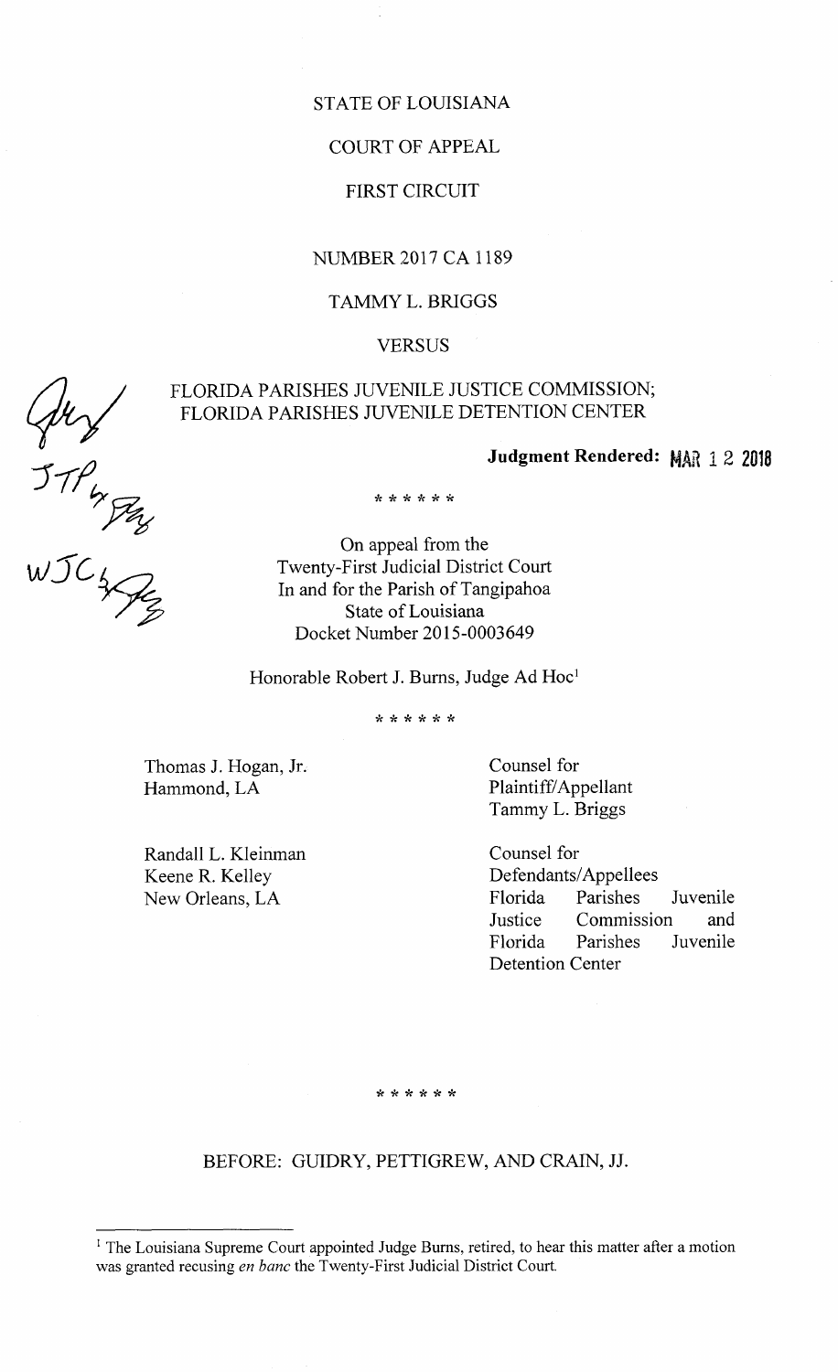STATE OF LOUISIANA

COURT OF APPEAL

FIRST CIRCUIT

NUMBER 2017 CA 1189

TAMMY L. BRIGGS

VERSUS

FLORIDA PARISHES JUVENILE JUSTICE COMMISSION;
FLORIDA PARISHES JUVENILE DETENTION CENTER

**Judgment Rendered: MAR 12 2018**

\* \* \* \* \* \*

On appeal from the
Twenty-First Judicial District Court
In and for the Parish of Tangipahoa
State of Louisiana
Docket Number 2015-0003649

Honorable Robert J. Burns, Judge Ad Hoc[1]

\* \* \* \* \* \*

| | |
|---|---|
| Thomas J. Hogan, Jr.<br>Hammond, LA | Counsel for<br>Plaintiff/Appellant<br>Tammy L. Briggs |
| Randall L. Kleinman<br>Keene R. Kelley<br>New Orleans, LA | Counsel for<br>Defendants/Appellees<br>Florida Parishes Juvenile Justice Commission and Florida Parishes Juvenile Detention Center |

\* \* \* \* \* \*

BEFORE: GUIDRY, PETTIGREW, AND CRAIN, JJ.

---

[1] The Louisiana Supreme Court appointed Judge Burns, retired, to hear this matter after a motion was granted recusing *en banc* the Twenty-First Judicial District Court.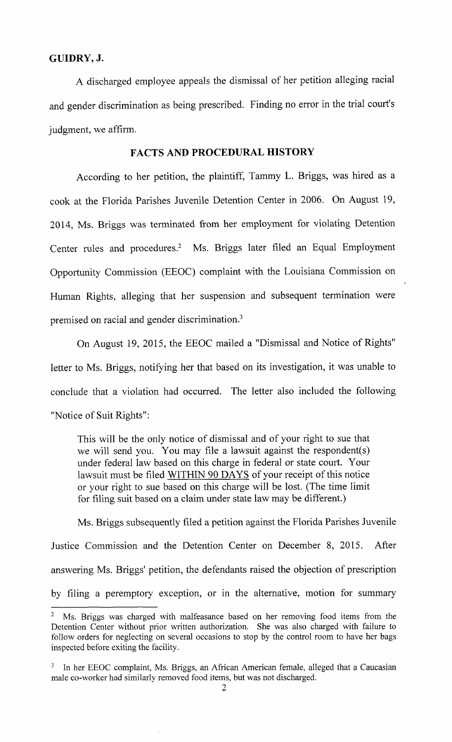**GUIDRY, J.**

A discharged employee appeals the dismissal of her petition alleging racial and gender discrimination as being prescribed. Finding no error in the trial court's judgment, we affirm.

## FACTS AND PROCEDURAL HISTORY

According to her petition, the plaintiff, Tammy L. Briggs, was hired as a cook at the Florida Parishes Juvenile Detention Center in 2006. On August 19, 2014, Ms. Briggs was terminated from her employment for violating Detention Center rules and procedures.[2] Ms. Briggs later filed an Equal Employment Opportunity Commission (EEOC) complaint with the Louisiana Commission on Human Rights, alleging that her suspension and subsequent termination were premised on racial and gender discrimination.[3]

On August 19, 2015, the EEOC mailed a "Dismissal and Notice of Rights" letter to Ms. Briggs, notifying her that based on its investigation, it was unable to conclude that a violation had occurred. The letter also included the following "Notice of Suit Rights":

> This will be the only notice of dismissal and of your right to sue that we will send you. You may file a lawsuit against the respondent(s) under federal law based on this charge in federal or state court. Your lawsuit must be filed WITHIN 90 DAYS of your receipt of this notice or your right to sue based on this charge will be lost. (The time limit for filing suit based on a claim under state law may be different.)

Ms. Briggs subsequently filed a petition against the Florida Parishes Juvenile Justice Commission and the Detention Center on December 8, 2015. After answering Ms. Briggs' petition, the defendants raised the objection of prescription by filing a peremptory exception, or in the alternative, motion for summary

---

[2] Ms. Briggs was charged with malfeasance based on her removing food items from the Detention Center without prior written authorization. She was also charged with failure to follow orders for neglecting on several occasions to stop by the control room to have her bags inspected before exiting the facility.

[3] In her EEOC complaint, Ms. Briggs, an African American female, alleged that a Caucasian male co-worker had similarly removed food items, but was not discharged.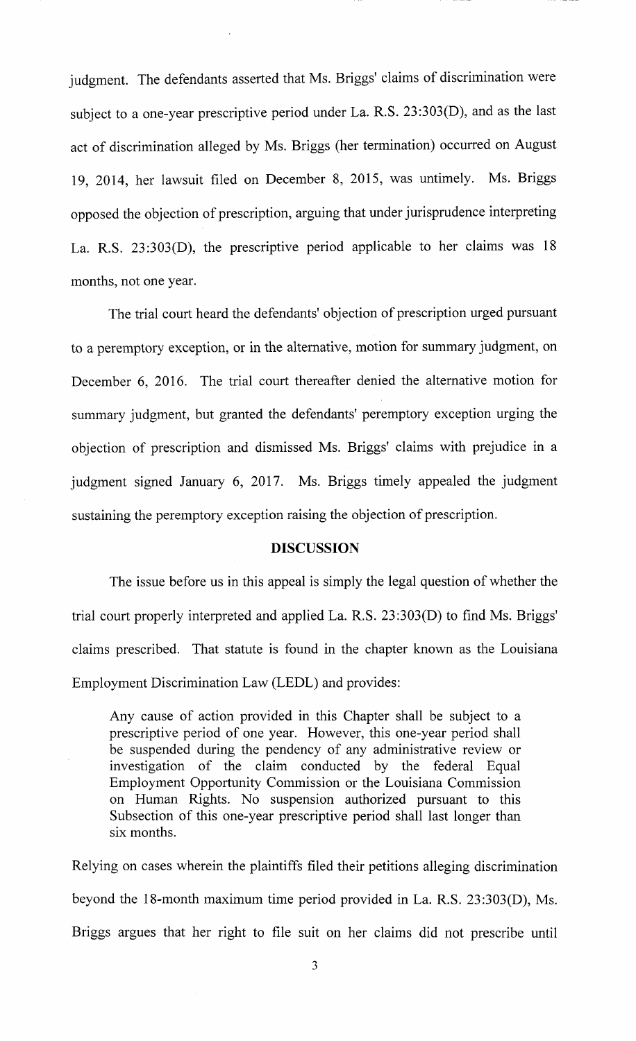judgment. The defendants asserted that Ms. Briggs' claims of discrimination were subject to a one-year prescriptive period under La. R.S. 23:303(D), and as the last act of discrimination alleged by Ms. Briggs (her termination) occurred on August 19, 2014, her lawsuit filed on December 8, 2015, was untimely. Ms. Briggs opposed the objection of prescription, arguing that under jurisprudence interpreting La. R.S. 23:303(D), the prescriptive period applicable to her claims was 18 months, not one year.

The trial court heard the defendants' objection of prescription urged pursuant to a peremptory exception, or in the alternative, motion for summary judgment, on December 6, 2016. The trial court thereafter denied the alternative motion for summary judgment, but granted the defendants' peremptory exception urging the objection of prescription and dismissed Ms. Briggs' claims with prejudice in a judgment signed January 6, 2017. Ms. Briggs timely appealed the judgment sustaining the peremptory exception raising the objection of prescription.

## DISCUSSION

The issue before us in this appeal is simply the legal question of whether the trial court properly interpreted and applied La. R.S. 23:303(D) to find Ms. Briggs' claims prescribed. That statute is found in the chapter known as the Louisiana Employment Discrimination Law (LEDL) and provides:

> Any cause of action provided in this Chapter shall be subject to a prescriptive period of one year. However, this one-year period shall be suspended during the pendency of any administrative review or investigation of the claim conducted by the federal Equal Employment Opportunity Commission or the Louisiana Commission on Human Rights. No suspension authorized pursuant to this Subsection of this one-year prescriptive period shall last longer than six months.

Relying on cases wherein the plaintiffs filed their petitions alleging discrimination beyond the 18-month maximum time period provided in La. R.S. 23:303(D), Ms. Briggs argues that her right to file suit on her claims did not prescribe until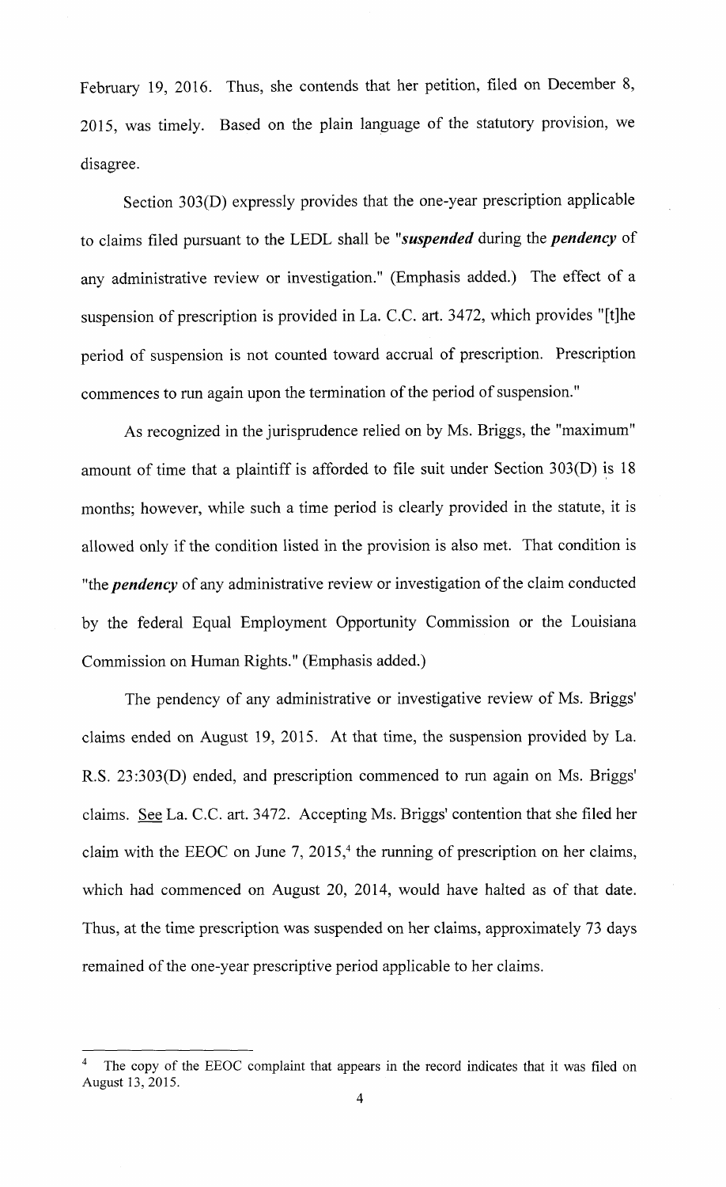February 19, 2016. Thus, she contends that her petition, filed on December 8, 2015, was timely. Based on the plain language of the statutory provision, we disagree.

Section 303(D) expressly provides that the one-year prescription applicable to claims filed pursuant to the LEDL shall be "***suspended*** during the ***pendency*** of any administrative review or investigation." (Emphasis added.) The effect of a suspension of prescription is provided in La. C.C. art. 3472, which provides "[t]he period of suspension is not counted toward accrual of prescription. Prescription commences to run again upon the termination of the period of suspension."

As recognized in the jurisprudence relied on by Ms. Briggs, the "maximum" amount of time that a plaintiff is afforded to file suit under Section 303(D) is 18 months; however, while such a time period is clearly provided in the statute, it is allowed only if the condition listed in the provision is also met. That condition is "the ***pendency*** of any administrative review or investigation of the claim conducted by the federal Equal Employment Opportunity Commission or the Louisiana Commission on Human Rights." (Emphasis added.)

The pendency of any administrative or investigative review of Ms. Briggs' claims ended on August 19, 2015. At that time, the suspension provided by La. R.S. 23:303(D) ended, and prescription commenced to run again on Ms. Briggs' claims. <u>See</u> La. C.C. art. 3472. Accepting Ms. Briggs' contention that she filed her claim with the EEOC on June 7, 2015,[4] the running of prescription on her claims, which had commenced on August 20, 2014, would have halted as of that date. Thus, at the time prescription was suspended on her claims, approximately 73 days remained of the one-year prescriptive period applicable to her claims.

---

[4] The copy of the EEOC complaint that appears in the record indicates that it was filed on August 13, 2015.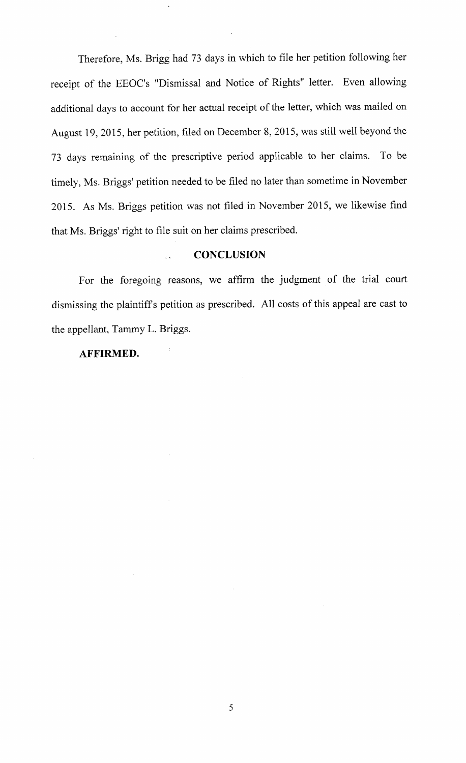Therefore, Ms. Brigg had 73 days in which to file her petition following her receipt of the EEOC's "Dismissal and Notice of Rights" letter. Even allowing additional days to account for her actual receipt of the letter, which was mailed on August 19, 2015, her petition, filed on December 8, 2015, was still well beyond the 73 days remaining of the prescriptive period applicable to her claims. To be timely, Ms. Briggs' petition needed to be filed no later than sometime in November 2015. As Ms. Briggs petition was not filed in November 2015, we likewise find that Ms. Briggs' right to file suit on her claims prescribed.

## CONCLUSION

For the foregoing reasons, we affirm the judgment of the trial court dismissing the plaintiff's petition as prescribed. All costs of this appeal are cast to the appellant, Tammy L. Briggs.

**AFFIRMED.**